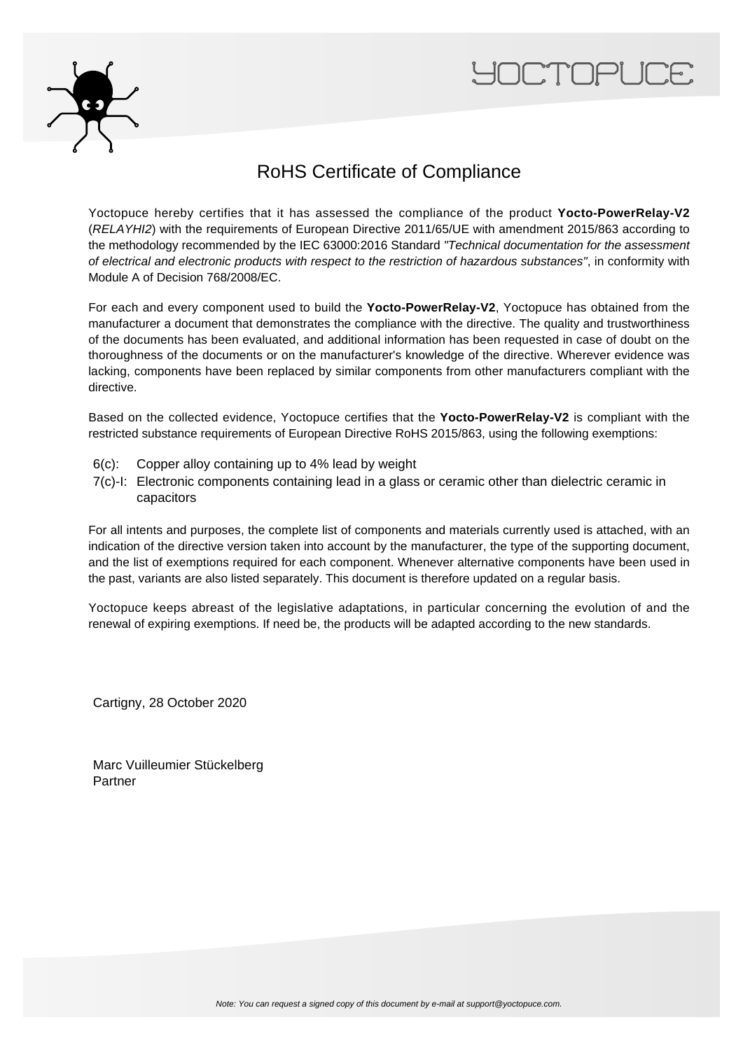# RoHS Certificate of Compliance

Yoctopuce hereby certifies that it has assessed the compliance of the product **Yocto-PowerRelay-V2** (*RELAYHI2*) with the requirements of European Directive 2011/65/UE with amendment 2015/863 according to the methodology recommended by the IEC 63000:2016 Standard *"Technical documentation for the assessment of electrical and electronic products with respect to the restriction of hazardous substances"*, in conformity with Module A of Decision 768/2008/EC.

For each and every component used to build the **Yocto-PowerRelay-V2**, Yoctopuce has obtained from the manufacturer a document that demonstrates the compliance with the directive. The quality and trustworthiness of the documents has been evaluated, and additional information has been requested in case of doubt on the thoroughness of the documents or on the manufacturer's knowledge of the directive. Wherever evidence was lacking, components have been replaced by similar components from other manufacturers compliant with the directive.

Based on the collected evidence, Yoctopuce certifies that the **Yocto-PowerRelay-V2** is compliant with the restricted substance requirements of European Directive RoHS 2015/863, using the following exemptions:

- 6(c): Copper alloy containing up to 4% lead by weight
- 7(c)-I: Electronic components containing lead in a glass or ceramic other than dielectric ceramic in capacitors

For all intents and purposes, the complete list of components and materials currently used is attached, with an indication of the directive version taken into account by the manufacturer, the type of the supporting document, and the list of exemptions required for each component. Whenever alternative components have been used in the past, variants are also listed separately. This document is therefore updated on a regular basis.

Yoctopuce keeps abreast of the legislative adaptations, in particular concerning the evolution of and the renewal of expiring exemptions. If need be, the products will be adapted according to the new standards.

Cartigny, 28 October 2020

Marc Vuilleumier Stückelberg
Partner

*Note: You can request a signed copy of this document by e-mail at support@yoctopuce.com.*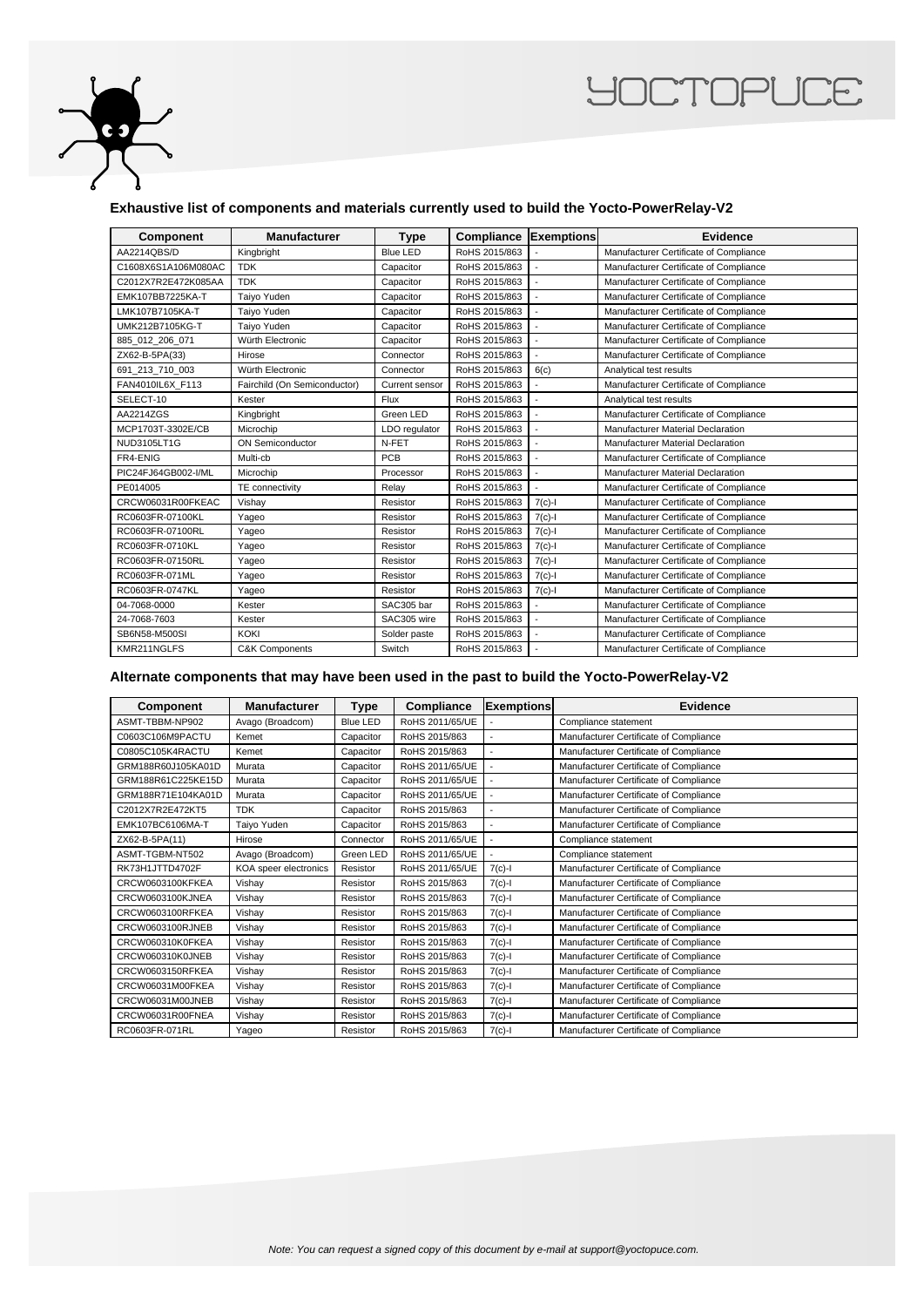## Exhaustive list of components and materials currently used to build the Yocto-PowerRelay-V2

| Component | Manufacturer | Type | Compliance | Exemptions | Evidence |
|---|---|---|---|---|---|
| AA2214QBS/D | Kingbright | Blue LED | RoHS 2015/863 | - | Manufacturer Certificate of Compliance |
| C1608X6S1A106M080AC | TDK | Capacitor | RoHS 2015/863 | - | Manufacturer Certificate of Compliance |
| C2012X7R2E472K085AA | TDK | Capacitor | RoHS 2015/863 | - | Manufacturer Certificate of Compliance |
| EMK107BB7225KA-T | Taiyo Yuden | Capacitor | RoHS 2015/863 | - | Manufacturer Certificate of Compliance |
| LMK107B7105KA-T | Taiyo Yuden | Capacitor | RoHS 2015/863 | - | Manufacturer Certificate of Compliance |
| UMK212B7105KG-T | Taiyo Yuden | Capacitor | RoHS 2015/863 | - | Manufacturer Certificate of Compliance |
| 885_012_206_071 | Würth Electronic | Capacitor | RoHS 2015/863 | - | Manufacturer Certificate of Compliance |
| ZX62-B-5PA(33) | Hirose | Connector | RoHS 2015/863 | - | Manufacturer Certificate of Compliance |
| 691_213_710_003 | Würth Electronic | Connector | RoHS 2015/863 | 6(c) | Analytical test results |
| FAN4010IL6X_F113 | Fairchild (On Semiconductor) | Current sensor | RoHS 2015/863 | - | Manufacturer Certificate of Compliance |
| SELECT-10 | Kester | Flux | RoHS 2015/863 | - | Analytical test results |
| AA2214ZGS | Kingbright | Green LED | RoHS 2015/863 | - | Manufacturer Certificate of Compliance |
| MCP1703T-3302E/CB | Microchip | LDO regulator | RoHS 2015/863 | - | Manufacturer Material Declaration |
| NUD3105LT1G | ON Semiconductor | N-FET | RoHS 2015/863 | - | Manufacturer Material Declaration |
| FR4-ENIG | Multi-cb | PCB | RoHS 2015/863 | - | Manufacturer Certificate of Compliance |
| PIC24FJ64GB002-I/ML | Microchip | Processor | RoHS 2015/863 | - | Manufacturer Material Declaration |
| PE014005 | TE connectivity | Relay | RoHS 2015/863 | - | Manufacturer Certificate of Compliance |
| CRCW06031R00FKEAC | Vishay | Resistor | RoHS 2015/863 | 7(c)-I | Manufacturer Certificate of Compliance |
| RC0603FR-07100KL | Yageo | Resistor | RoHS 2015/863 | 7(c)-I | Manufacturer Certificate of Compliance |
| RC0603FR-07100RL | Yageo | Resistor | RoHS 2015/863 | 7(c)-I | Manufacturer Certificate of Compliance |
| RC0603FR-0710KL | Yageo | Resistor | RoHS 2015/863 | 7(c)-I | Manufacturer Certificate of Compliance |
| RC0603FR-07150RL | Yageo | Resistor | RoHS 2015/863 | 7(c)-I | Manufacturer Certificate of Compliance |
| RC0603FR-071ML | Yageo | Resistor | RoHS 2015/863 | 7(c)-I | Manufacturer Certificate of Compliance |
| RC0603FR-0747KL | Yageo | Resistor | RoHS 2015/863 | 7(c)-I | Manufacturer Certificate of Compliance |
| 04-7068-0000 | Kester | SAC305 bar | RoHS 2015/863 | - | Manufacturer Certificate of Compliance |
| 24-7068-7603 | Kester | SAC305 wire | RoHS 2015/863 | - | Manufacturer Certificate of Compliance |
| SB6N58-M500SI | KOKI | Solder paste | RoHS 2015/863 | - | Manufacturer Certificate of Compliance |
| KMR211NGLFS | C&K Components | Switch | RoHS 2015/863 | - | Manufacturer Certificate of Compliance |

## Alternate components that may have been used in the past to build the Yocto-PowerRelay-V2

| Component | Manufacturer | Type | Compliance | Exemptions | Evidence |
|---|---|---|---|---|---|
| ASMT-TBBM-NP902 | Avago (Broadcom) | Blue LED | RoHS 2011/65/UE | - | Compliance statement |
| C0603C106M9PACTU | Kemet | Capacitor | RoHS 2015/863 | - | Manufacturer Certificate of Compliance |
| C0805C105K4RACTU | Kemet | Capacitor | RoHS 2015/863 | - | Manufacturer Certificate of Compliance |
| GRM188R60J105KA01D | Murata | Capacitor | RoHS 2011/65/UE | - | Manufacturer Certificate of Compliance |
| GRM188R61C225KE15D | Murata | Capacitor | RoHS 2011/65/UE | - | Manufacturer Certificate of Compliance |
| GRM188R71E104KA01D | Murata | Capacitor | RoHS 2011/65/UE | - | Manufacturer Certificate of Compliance |
| C2012X7R2E472KT5 | TDK | Capacitor | RoHS 2015/863 | - | Manufacturer Certificate of Compliance |
| EMK107BC6106MA-T | Taiyo Yuden | Capacitor | RoHS 2015/863 | - | Manufacturer Certificate of Compliance |
| ZX62-B-5PA(11) | Hirose | Connector | RoHS 2011/65/UE | - | Compliance statement |
| ASMT-TGBM-NT502 | Avago (Broadcom) | Green LED | RoHS 2011/65/UE | - | Compliance statement |
| RK73H1JTTD4702F | KOA speer electronics | Resistor | RoHS 2011/65/UE | 7(c)-I | Manufacturer Certificate of Compliance |
| CRCW0603100KFKEA | Vishay | Resistor | RoHS 2015/863 | 7(c)-I | Manufacturer Certificate of Compliance |
| CRCW0603100KJNEA | Vishay | Resistor | RoHS 2015/863 | 7(c)-I | Manufacturer Certificate of Compliance |
| CRCW0603100RFKEA | Vishay | Resistor | RoHS 2015/863 | 7(c)-I | Manufacturer Certificate of Compliance |
| CRCW0603100RJNEB | Vishay | Resistor | RoHS 2015/863 | 7(c)-I | Manufacturer Certificate of Compliance |
| CRCW060310K0FKEA | Vishay | Resistor | RoHS 2015/863 | 7(c)-I | Manufacturer Certificate of Compliance |
| CRCW060310K0JNEB | Vishay | Resistor | RoHS 2015/863 | 7(c)-I | Manufacturer Certificate of Compliance |
| CRCW0603150RFKEA | Vishay | Resistor | RoHS 2015/863 | 7(c)-I | Manufacturer Certificate of Compliance |
| CRCW06031M00FKEA | Vishay | Resistor | RoHS 2015/863 | 7(c)-I | Manufacturer Certificate of Compliance |
| CRCW06031M00JNEB | Vishay | Resistor | RoHS 2015/863 | 7(c)-I | Manufacturer Certificate of Compliance |
| CRCW06031R00FNEA | Vishay | Resistor | RoHS 2015/863 | 7(c)-I | Manufacturer Certificate of Compliance |
| RC0603FR-071RL | Yageo | Resistor | RoHS 2015/863 | 7(c)-I | Manufacturer Certificate of Compliance |

*Note: You can request a signed copy of this document by e-mail at support@yoctopuce.com.*